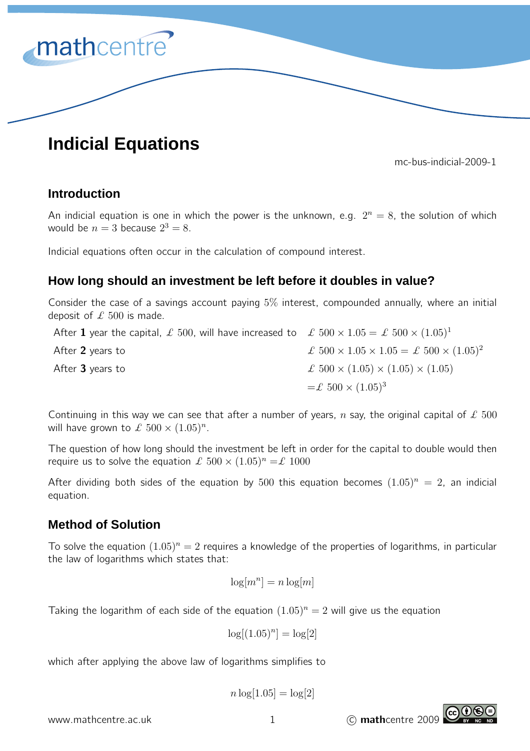# Indicial Equations

mc-bus-indicial-2009-1

## Introduction

An indicial equation is one in which the power is the unknown, e.g. $2^n = 8$, the solution of which would be $n = 3$ because $2^3 = 8$.

Indicial equations often occur in the calculation of compound interest.

## How long should an investment be left before it doubles in value?

Consider the case of a savings account paying 5% interest, compounded annually, where an initial deposit of £ 500 is made.

| | |
|---|---|
| After **1** year the capital, £ 500, will have increased to | $£\ 500 \times 1.05 = £\ 500 \times (1.05)^1$ |
| After **2** years to | $£\ 500 \times 1.05 \times 1.05 = £\ 500 \times (1.05)^2$ |
| After **3** years to | $£\ 500 \times (1.05) \times (1.05) \times (1.05)$ |
| | $= £\ 500 \times (1.05)^3$ |

Continuing in this way we can see that after a number of years, $n$ say, the original capital of £ 500 will have grown to $£\ 500 \times (1.05)^n$.

The question of how long should the investment be left in order for the capital to double would then require us to solve the equation $£\ 500 \times (1.05)^n = £\ 1000$

After dividing both sides of the equation by 500 this equation becomes $(1.05)^n = 2$, an indicial equation.

## Method of Solution

To solve the equation $(1.05)^n = 2$ requires a knowledge of the properties of logarithms, in particular the law of logarithms which states that:

$$\log[m^n] = n \log[m]$$

Taking the logarithm of each side of the equation $(1.05)^n = 2$ will give us the equation

$$\log[(1.05)^n] = \log[2]$$

which after applying the above law of logarithms simplifies to

$$n \log[1.05] = \log[2]$$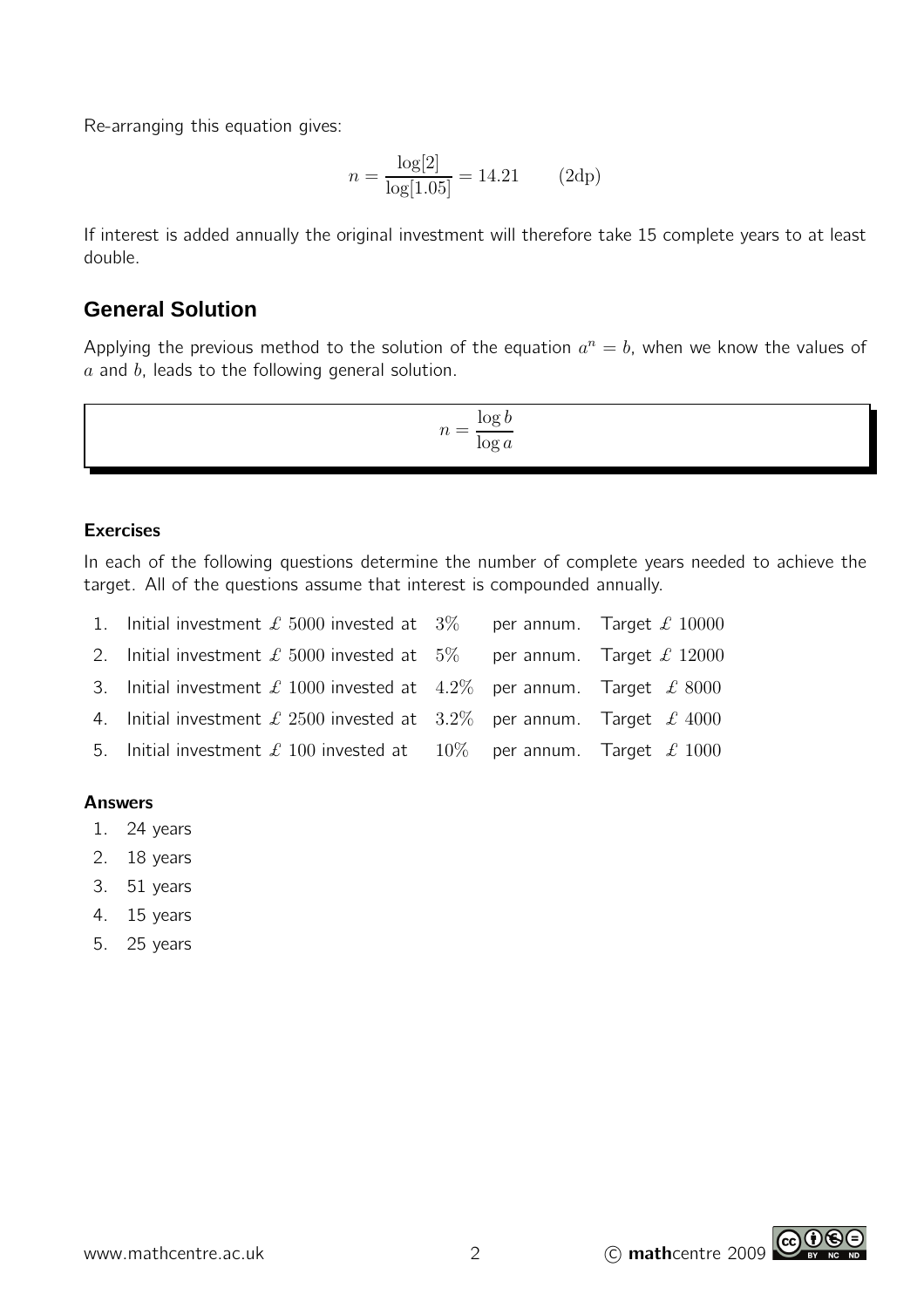Re-arranging this equation gives:

$$n = \frac{\log[2]}{\log[1.05]} = 14.21 \qquad \text{(2dp)}$$

If interest is added annually the original investment will therefore take 15 complete years to at least double.

## General Solution

Applying the previous method to the solution of the equation $a^n = b$, when we know the values of $a$ and $b$, leads to the following general solution.

$$n = \frac{\log b}{\log a}$$

### Exercises

In each of the following questions determine the number of complete years needed to achieve the target. All of the questions assume that interest is compounded annually.

1. Initial investment £ 5000 invested at $3\%$ per annum. Target £ 10000
2. Initial investment £ 5000 invested at $5\%$ per annum. Target £ 12000
3. Initial investment £ 1000 invested at $4.2\%$ per annum. Target £ 8000
4. Initial investment £ 2500 invested at $3.2\%$ per annum. Target £ 4000
5. Initial investment £ 100 invested at $10\%$ per annum. Target £ 1000

### Answers

1. 24 years
2. 18 years
3. 51 years
4. 15 years
5. 25 years